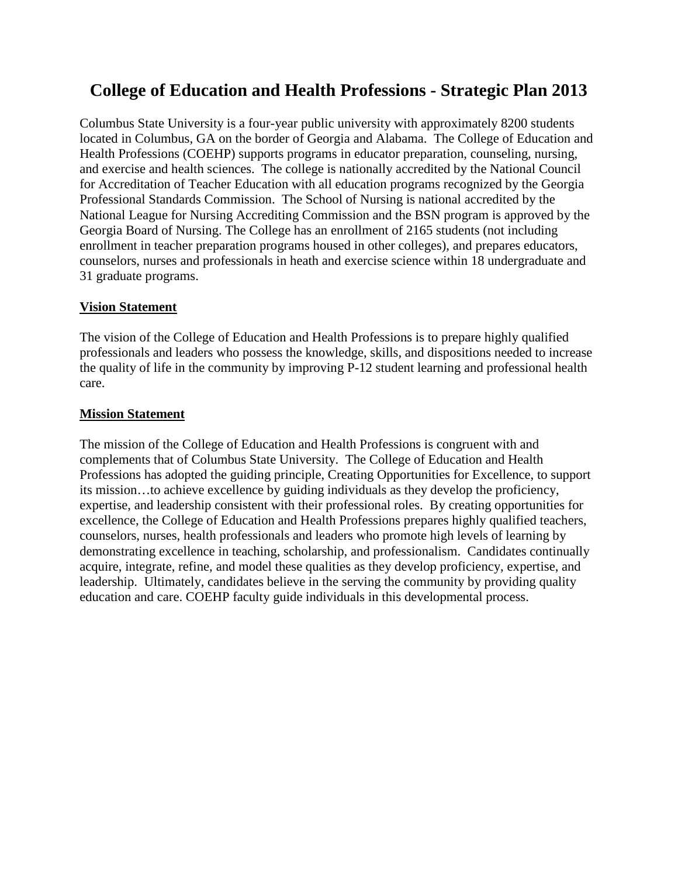# College of Education and Health Professions - Strategic Plan 2013

Columbus State University is a four-year public university with approximately 8200 students located in Columbus, GA on the border of Georgia and Alabama. The College of Education and Health Professions (COEHP) supports programs in educator preparation, counseling, nursing, and exercise and health sciences. The college is nationally accredited by the National Council for Accreditation of Teacher Education with all education programs recognized by the Georgia Professional Standards Commission. The School of Nursing is national accredited by the National League for Nursing Accrediting Commission and the BSN program is approved by the Georgia Board of Nursing. The College has an enrollment of 2165 students (not including enrollment in teacher preparation programs housed in other colleges), and prepares educators, counselors, nurses and professionals in heath and exercise science within 18 undergraduate and 31 graduate programs.

## Vision Statement

The vision of the College of Education and Health Professions is to prepare highly qualified professionals and leaders who possess the knowledge, skills, and dispositions needed to increase the quality of life in the community by improving P-12 student learning and professional health care.

## Mission Statement

The mission of the College of Education and Health Professions is congruent with and complements that of Columbus State University. The College of Education and Health Professions has adopted the guiding principle, Creating Opportunities for Excellence, to support its mission…to achieve excellence by guiding individuals as they develop the proficiency, expertise, and leadership consistent with their professional roles. By creating opportunities for excellence, the College of Education and Health Professions prepares highly qualified teachers, counselors, nurses, health professionals and leaders who promote high levels of learning by demonstrating excellence in teaching, scholarship, and professionalism. Candidates continually acquire, integrate, refine, and model these qualities as they develop proficiency, expertise, and leadership. Ultimately, candidates believe in the serving the community by providing quality education and care. COEHP faculty guide individuals in this developmental process.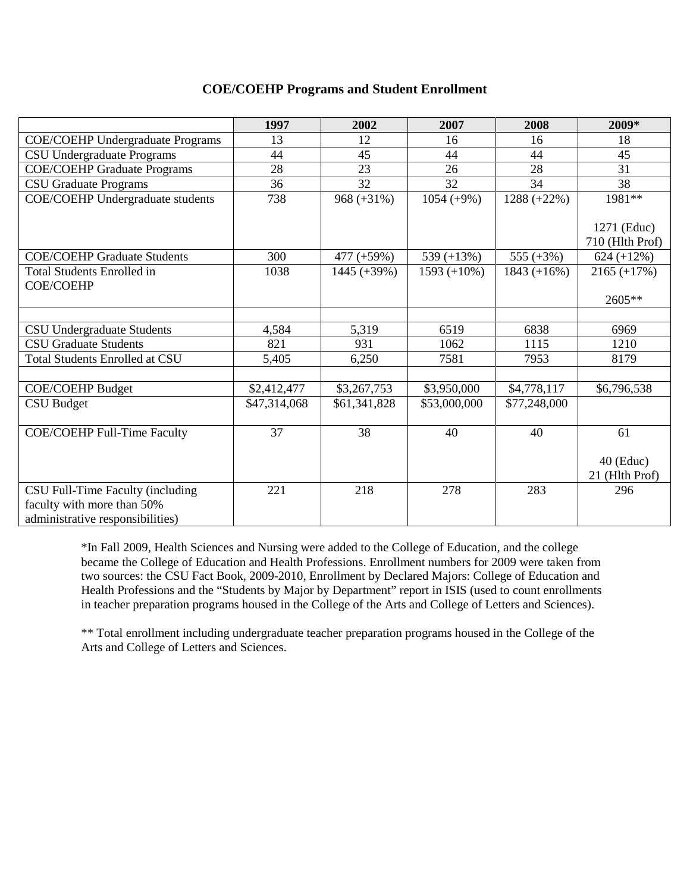**COE/COEHP Programs and Student Enrollment**

| | 1997 | 2002 | 2007 | 2008 | 2009* |
|---|---|---|---|---|---|
| COE/COEHP Undergraduate Programs | 13 | 12 | 16 | 16 | 18 |
| CSU Undergraduate Programs | 44 | 45 | 44 | 44 | 45 |
| COE/COEHP Graduate Programs | 28 | 23 | 26 | 28 | 31 |
| CSU Graduate Programs | 36 | 32 | 32 | 34 | 38 |
| COE/COEHP Undergraduate students | 738 | 968 (+31%) | 1054 (+9%) | 1288 (+22%) | 1981** <br><br> 1271 (Educ) <br> 710 (Hlth Prof) |
| COE/COEHP Graduate Students | 300 | 477 (+59%) | 539 (+13%) | 555 (+3%) | 624 (+12%) |
| Total Students Enrolled in COE/COEHP | 1038 | 1445 (+39%) | 1593 (+10%) | 1843 (+16%) | 2165 (+17%) <br><br> 2605** |
| | | | | | |
| CSU Undergraduate Students | 4,584 | 5,319 | 6519 | 6838 | 6969 |
| CSU Graduate Students | 821 | 931 | 1062 | 1115 | 1210 |
| Total Students Enrolled at CSU | 5,405 | 6,250 | 7581 | 7953 | 8179 |
| | | | | | |
| COE/COEHP Budget | $2,412,477 | $3,267,753 | $3,950,000 | $4,778,117 | $6,796,538 |
| CSU Budget | $47,314,068 | $61,341,828 | $53,000,000 | $77,248,000 | |
| COE/COEHP Full-Time Faculty | 37 | 38 | 40 | 40 | 61 <br><br> 40 (Educ) <br> 21 (Hlth Prof) |
| CSU Full-Time Faculty (including faculty with more than 50% administrative responsibilities) | 221 | 218 | 278 | 283 | 296 |

*In Fall 2009, Health Sciences and Nursing were added to the College of Education, and the college became the College of Education and Health Professions. Enrollment numbers for 2009 were taken from two sources: the CSU Fact Book, 2009-2010, Enrollment by Declared Majors: College of Education and Health Professions and the "Students by Major by Department" report in ISIS (used to count enrollments in teacher preparation programs housed in the College of the Arts and College of Letters and Sciences).

** Total enrollment including undergraduate teacher preparation programs housed in the College of the Arts and College of Letters and Sciences.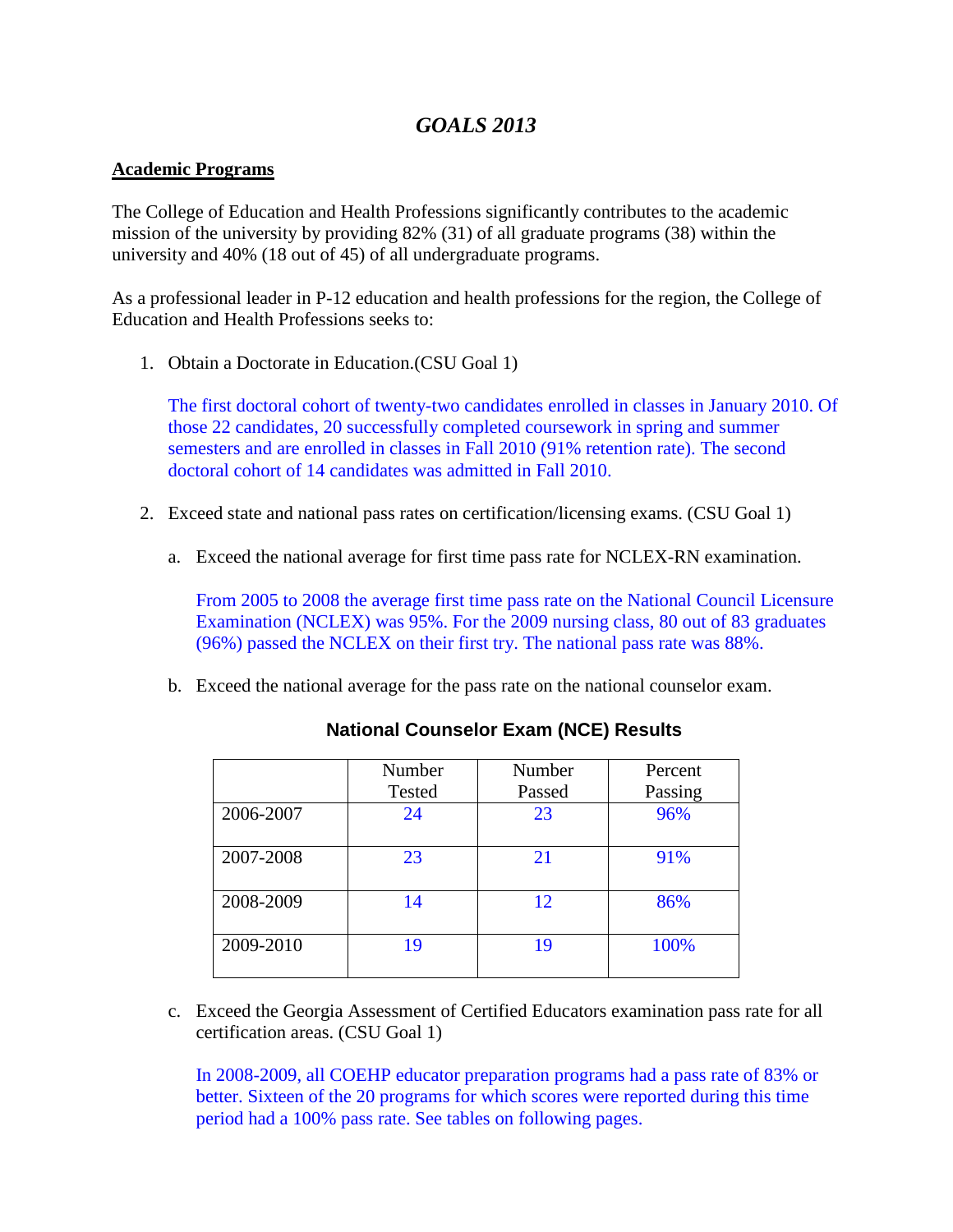# *GOALS 2013*

## Academic Programs

The College of Education and Health Professions significantly contributes to the academic mission of the university by providing 82% (31) of all graduate programs (38) within the university and 40% (18 out of 45) of all undergraduate programs.

As a professional leader in P-12 education and health professions for the region, the College of Education and Health Professions seeks to:

1. Obtain a Doctorate in Education.(CSU Goal 1)

   The first doctoral cohort of twenty-two candidates enrolled in classes in January 2010. Of those 22 candidates, 20 successfully completed coursework in spring and summer semesters and are enrolled in classes in Fall 2010 (91% retention rate). The second doctoral cohort of 14 candidates was admitted in Fall 2010.

2. Exceed state and national pass rates on certification/licensing exams. (CSU Goal 1)

   a. Exceed the national average for first time pass rate for NCLEX-RN examination.

      From 2005 to 2008 the average first time pass rate on the National Council Licensure Examination (NCLEX) was 95%. For the 2009 nursing class, 80 out of 83 graduates (96%) passed the NCLEX on their first try. The national pass rate was 88%.

   b. Exceed the national average for the pass rate on the national counselor exam.

      **National Counselor Exam (NCE) Results**

      | | Number Tested | Number Passed | Percent Passing |
      |---|---|---|---|
      | 2006-2007 | 24 | 23 | 96% |
      | 2007-2008 | 23 | 21 | 91% |
      | 2008-2009 | 14 | 12 | 86% |
      | 2009-2010 | 19 | 19 | 100% |

   c. Exceed the Georgia Assessment of Certified Educators examination pass rate for all certification areas. (CSU Goal 1)

      In 2008-2009, all COEHP educator preparation programs had a pass rate of 83% or better. Sixteen of the 20 programs for which scores were reported during this time period had a 100% pass rate. See tables on following pages.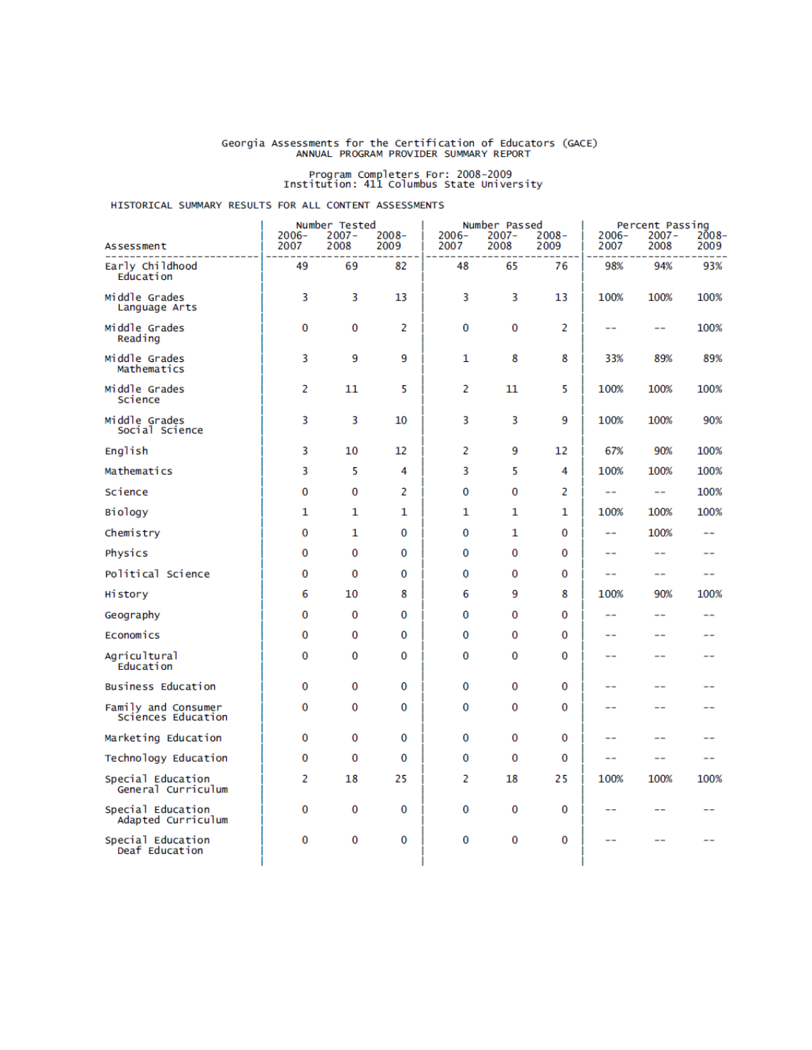Georgia Assessments for the Certification of Educators (GACE)
ANNUAL PROGRAM PROVIDER SUMMARY REPORT

Program Completers For: 2008-2009
Institution: 411 Columbus State University

HISTORICAL SUMMARY RESULTS FOR ALL CONTENT ASSESSMENTS

| Assessment | Number Tested | | | Number Passed | | | Percent Passing | | |
|---|---|---|---|---|---|---|---|---|---|
| | 2006-2007 | 2007-2008 | 2008-2009 | 2006-2007 | 2007-2008 | 2008-2009 | 2006-2007 | 2007-2008 | 2008-2009 |
| Early Childhood Education | 49 | 69 | 82 | 48 | 65 | 76 | 98% | 94% | 93% |
| Middle Grades Language Arts | 3 | 3 | 13 | 3 | 3 | 13 | 100% | 100% | 100% |
| Middle Grades Reading | 0 | 0 | 2 | 0 | 0 | 2 | -- | -- | 100% |
| Middle Grades Mathematics | 3 | 9 | 9 | 1 | 8 | 8 | 33% | 89% | 89% |
| Middle Grades Science | 2 | 11 | 5 | 2 | 11 | 5 | 100% | 100% | 100% |
| Middle Grades Social Science | 3 | 3 | 10 | 3 | 3 | 9 | 100% | 100% | 90% |
| English | 3 | 10 | 12 | 2 | 9 | 12 | 67% | 90% | 100% |
| Mathematics | 3 | 5 | 4 | 3 | 5 | 4 | 100% | 100% | 100% |
| Science | 0 | 0 | 2 | 0 | 0 | 2 | -- | -- | 100% |
| Biology | 1 | 1 | 1 | 1 | 1 | 1 | 100% | 100% | 100% |
| Chemistry | 0 | 1 | 0 | 0 | 1 | 0 | -- | 100% | -- |
| Physics | 0 | 0 | 0 | 0 | 0 | 0 | -- | -- | -- |
| Political Science | 0 | 0 | 0 | 0 | 0 | 0 | -- | -- | -- |
| History | 6 | 10 | 8 | 6 | 9 | 8 | 100% | 90% | 100% |
| Geography | 0 | 0 | 0 | 0 | 0 | 0 | -- | -- | -- |
| Economics | 0 | 0 | 0 | 0 | 0 | 0 | -- | -- | -- |
| Agricultural Education | 0 | 0 | 0 | 0 | 0 | 0 | -- | -- | -- |
| Business Education | 0 | 0 | 0 | 0 | 0 | 0 | -- | -- | -- |
| Family and Consumer Sciences Education | 0 | 0 | 0 | 0 | 0 | 0 | -- | -- | -- |
| Marketing Education | 0 | 0 | 0 | 0 | 0 | 0 | -- | -- | -- |
| Technology Education | 0 | 0 | 0 | 0 | 0 | 0 | -- | -- | -- |
| Special Education General Curriculum | 2 | 18 | 25 | 2 | 18 | 25 | 100% | 100% | 100% |
| Special Education Adapted Curriculum | 0 | 0 | 0 | 0 | 0 | 0 | -- | -- | -- |
| Special Education Deaf Education | 0 | 0 | 0 | 0 | 0 | 0 | -- | -- | -- |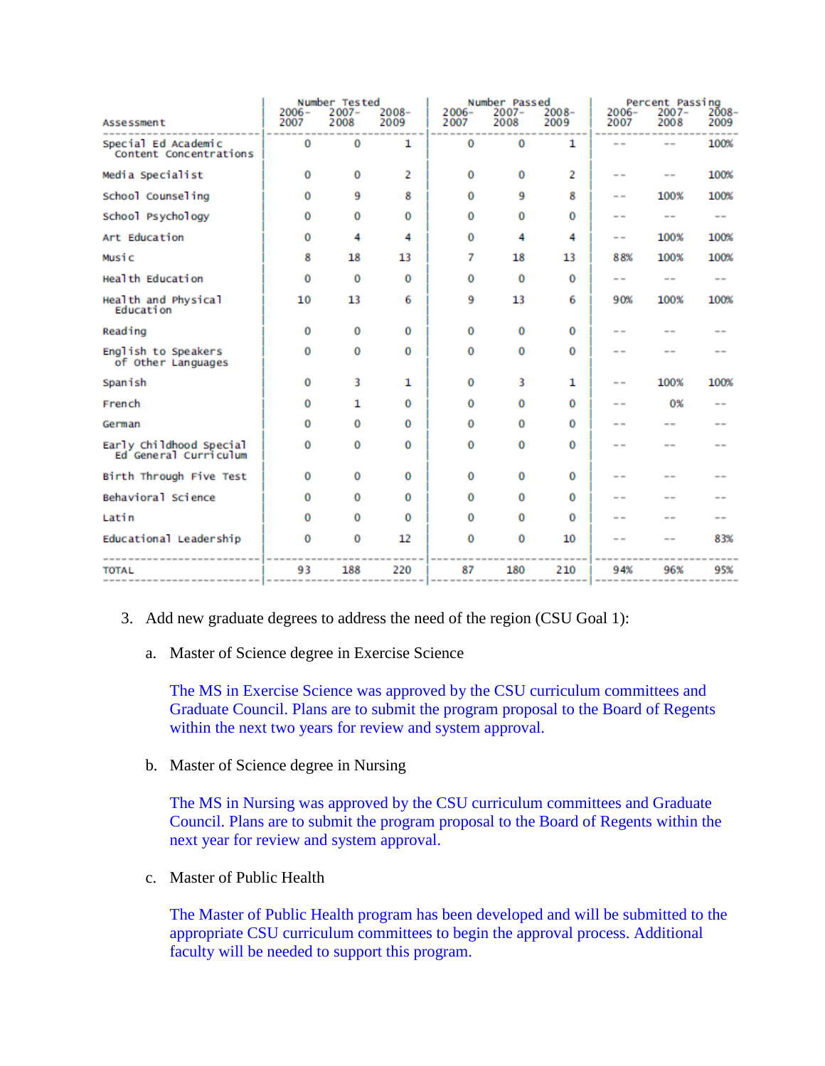| Assessment | Number Tested 2006-2007 | 2007-2008 | 2008-2009 | Number Passed 2006-2007 | 2007-2008 | 2008-2009 | Percent Passing 2006-2007 | 2007-2008 | 2008-2009 |
|---|---|---|---|---|---|---|---|---|---|
| Special Ed Academic Content Concentrations | 0 | 0 | 1 | 0 | 0 | 1 | -- | -- | 100% |
| Media Specialist | 0 | 0 | 2 | 0 | 0 | 2 | -- | -- | 100% |
| School Counseling | 0 | 9 | 8 | 0 | 9 | 8 | -- | 100% | 100% |
| School Psychology | 0 | 0 | 0 | 0 | 0 | 0 | -- | -- | -- |
| Art Education | 0 | 4 | 4 | 0 | 4 | 4 | -- | 100% | 100% |
| Music | 8 | 18 | 13 | 7 | 18 | 13 | 88% | 100% | 100% |
| Health Education | 0 | 0 | 0 | 0 | 0 | 0 | -- | -- | -- |
| Health and Physical Education | 10 | 13 | 6 | 9 | 13 | 6 | 90% | 100% | 100% |
| Reading | 0 | 0 | 0 | 0 | 0 | 0 | -- | -- | -- |
| English to Speakers of Other Languages | 0 | 0 | 0 | 0 | 0 | 0 | -- | -- | -- |
| Spanish | 0 | 3 | 1 | 0 | 3 | 1 | -- | 100% | 100% |
| French | 0 | 1 | 0 | 0 | 0 | 0 | -- | 0% | -- |
| German | 0 | 0 | 0 | 0 | 0 | 0 | -- | -- | -- |
| Early Childhood Special Ed General Curriculum | 0 | 0 | 0 | 0 | 0 | 0 | -- | -- | -- |
| Birth Through Five Test | 0 | 0 | 0 | 0 | 0 | 0 | -- | -- | -- |
| Behavioral Science | 0 | 0 | 0 | 0 | 0 | 0 | -- | -- | -- |
| Latin | 0 | 0 | 0 | 0 | 0 | 0 | -- | -- | -- |
| Educational Leadership | 0 | 0 | 12 | 0 | 0 | 10 | -- | -- | 83% |
| TOTAL | 93 | 188 | 220 | 87 | 180 | 210 | 94% | 96% | 95% |

3. Add new graduate degrees to address the need of the region (CSU Goal 1):

   a. Master of Science degree in Exercise Science

      The MS in Exercise Science was approved by the CSU curriculum committees and Graduate Council. Plans are to submit the program proposal to the Board of Regents within the next two years for review and system approval.

   b. Master of Science degree in Nursing

      The MS in Nursing was approved by the CSU curriculum committees and Graduate Council. Plans are to submit the program proposal to the Board of Regents within the next year for review and system approval.

   c. Master of Public Health

      The Master of Public Health program has been developed and will be submitted to the appropriate CSU curriculum committees to begin the approval process. Additional faculty will be needed to support this program.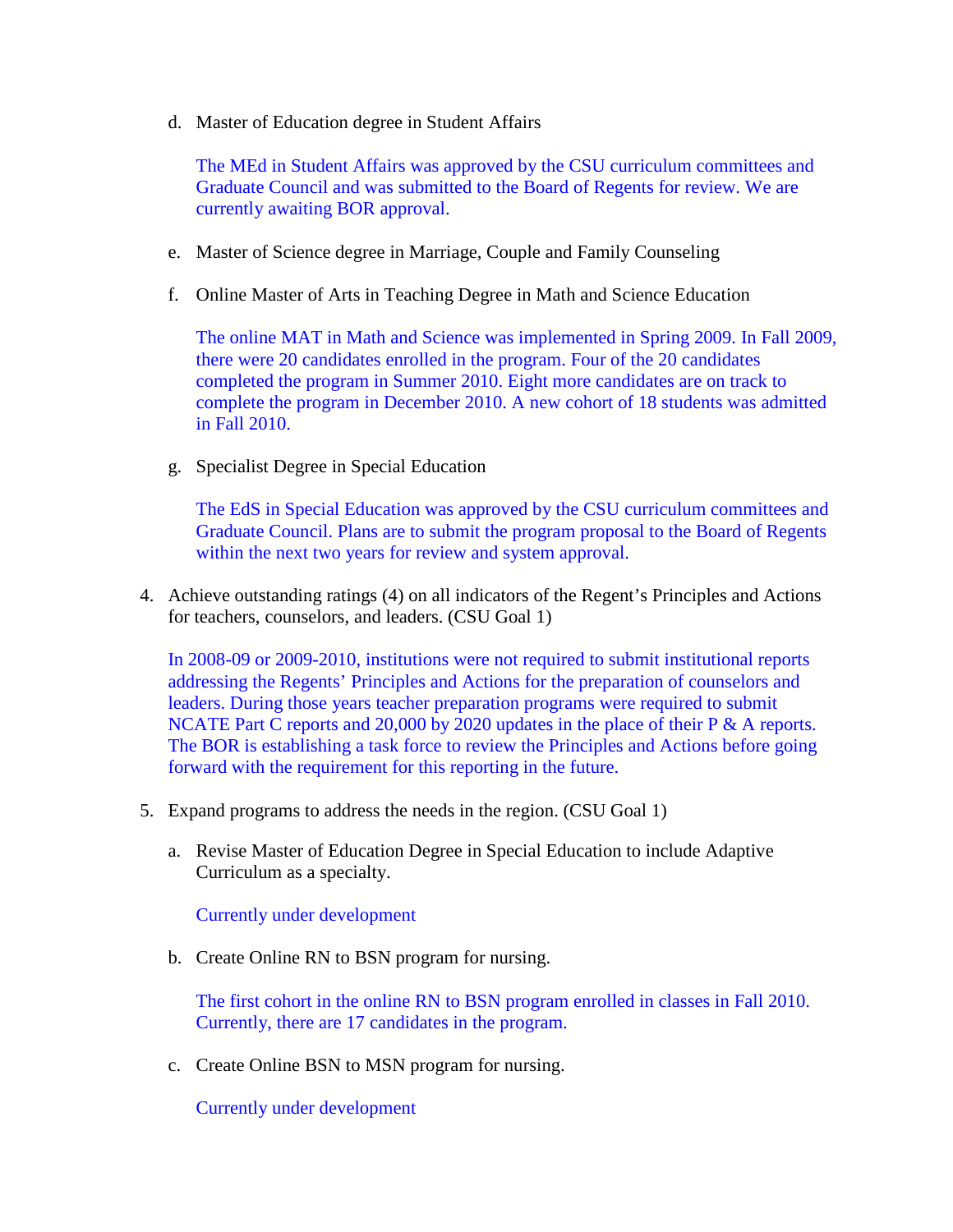d. Master of Education degree in Student Affairs

   The MEd in Student Affairs was approved by the CSU curriculum committees and Graduate Council and was submitted to the Board of Regents for review. We are currently awaiting BOR approval.

e. Master of Science degree in Marriage, Couple and Family Counseling

f. Online Master of Arts in Teaching Degree in Math and Science Education

   The online MAT in Math and Science was implemented in Spring 2009. In Fall 2009, there were 20 candidates enrolled in the program. Four of the 20 candidates completed the program in Summer 2010. Eight more candidates are on track to complete the program in December 2010. A new cohort of 18 students was admitted in Fall 2010.

g. Specialist Degree in Special Education

   The EdS in Special Education was approved by the CSU curriculum committees and Graduate Council. Plans are to submit the program proposal to the Board of Regents within the next two years for review and system approval.

4. Achieve outstanding ratings (4) on all indicators of the Regent's Principles and Actions for teachers, counselors, and leaders. (CSU Goal 1)

   In 2008-09 or 2009-2010, institutions were not required to submit institutional reports addressing the Regents' Principles and Actions for the preparation of counselors and leaders. During those years teacher preparation programs were required to submit NCATE Part C reports and 20,000 by 2020 updates in the place of their P & A reports. The BOR is establishing a task force to review the Principles and Actions before going forward with the requirement for this reporting in the future.

5. Expand programs to address the needs in the region. (CSU Goal 1)

   a. Revise Master of Education Degree in Special Education to include Adaptive Curriculum as a specialty.

      Currently under development

   b. Create Online RN to BSN program for nursing.

      The first cohort in the online RN to BSN program enrolled in classes in Fall 2010. Currently, there are 17 candidates in the program.

   c. Create Online BSN to MSN program for nursing.

      Currently under development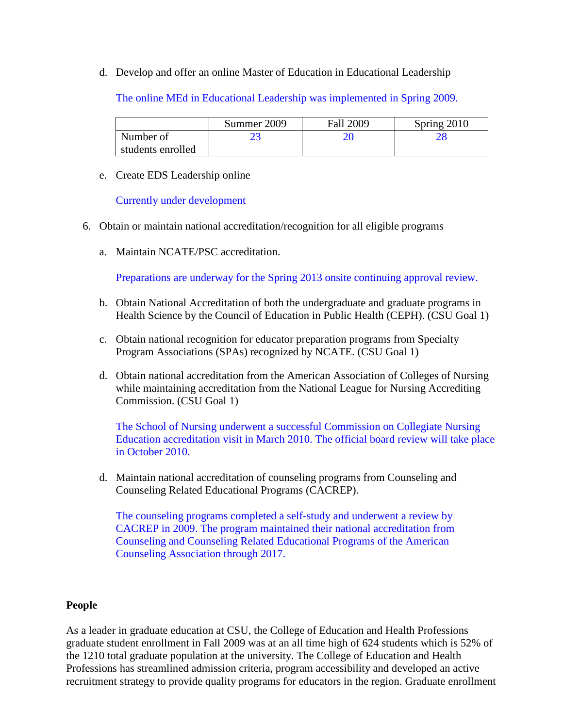d. Develop and offer an online Master of Education in Educational Leadership

The online MEd in Educational Leadership was implemented in Spring 2009.

| | Summer 2009 | Fall 2009 | Spring 2010 |
|---|---|---|---|
| Number of students enrolled | 23 | 20 | 28 |

e. Create EDS Leadership online

Currently under development

6. Obtain or maintain national accreditation/recognition for all eligible programs

a. Maintain NCATE/PSC accreditation.

Preparations are underway for the Spring 2013 onsite continuing approval review.

b. Obtain National Accreditation of both the undergraduate and graduate programs in Health Science by the Council of Education in Public Health (CEPH). (CSU Goal 1)

c. Obtain national recognition for educator preparation programs from Specialty Program Associations (SPAs) recognized by NCATE. (CSU Goal 1)

d. Obtain national accreditation from the American Association of Colleges of Nursing while maintaining accreditation from the National League for Nursing Accrediting Commission. (CSU Goal 1)

The School of Nursing underwent a successful Commission on Collegiate Nursing Education accreditation visit in March 2010. The official board review will take place in October 2010.

d. Maintain national accreditation of counseling programs from Counseling and Counseling Related Educational Programs (CACREP).

The counseling programs completed a self-study and underwent a review by CACREP in 2009. The program maintained their national accreditation from Counseling and Counseling Related Educational Programs of the American Counseling Association through 2017.

**People**

As a leader in graduate education at CSU, the College of Education and Health Professions graduate student enrollment in Fall 2009 was at an all time high of 624 students which is 52% of the 1210 total graduate population at the university. The College of Education and Health Professions has streamlined admission criteria, program accessibility and developed an active recruitment strategy to provide quality programs for educators in the region. Graduate enrollment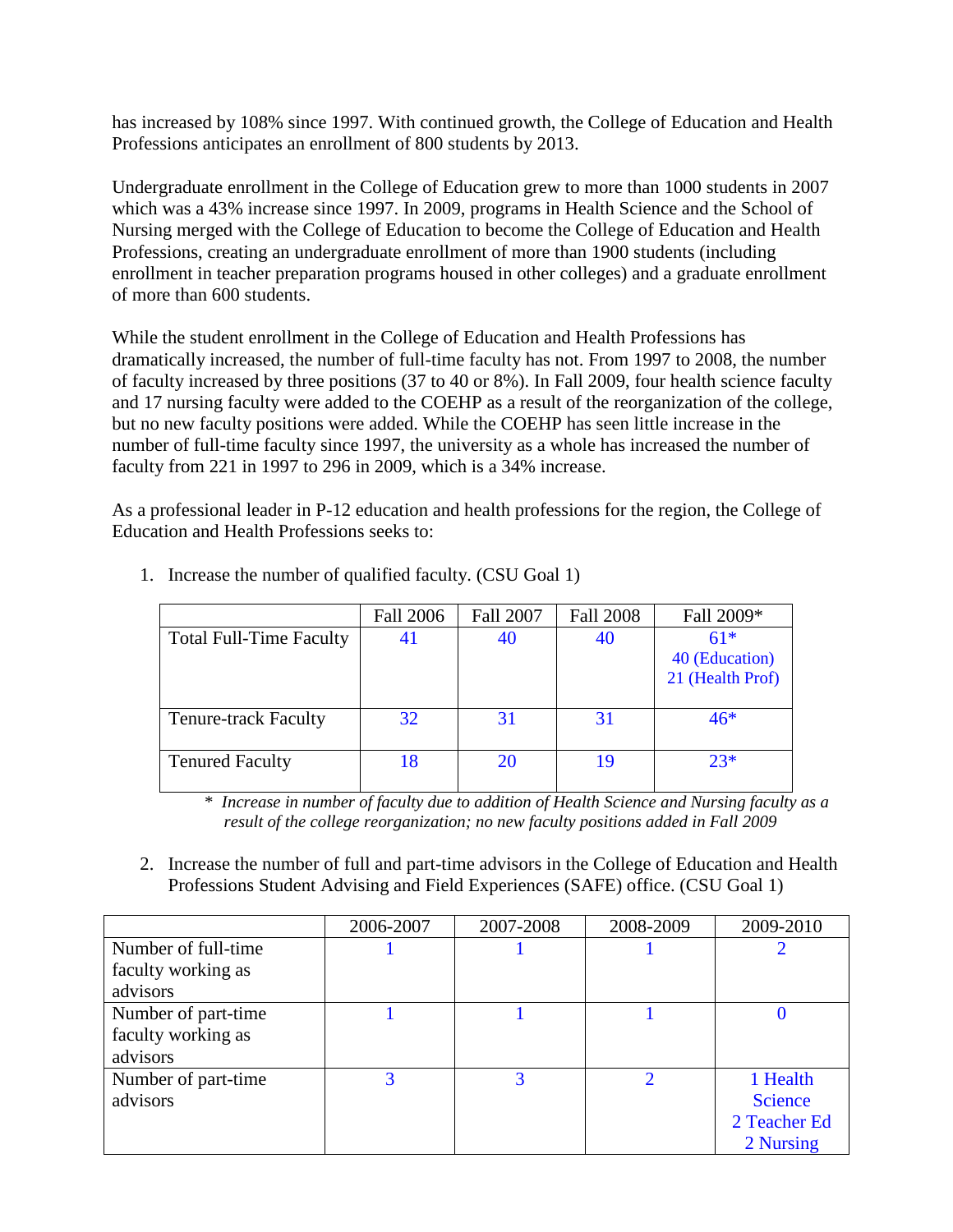has increased by 108% since 1997. With continued growth, the College of Education and Health Professions anticipates an enrollment of 800 students by 2013.

Undergraduate enrollment in the College of Education grew to more than 1000 students in 2007 which was a 43% increase since 1997. In 2009, programs in Health Science and the School of Nursing merged with the College of Education to become the College of Education and Health Professions, creating an undergraduate enrollment of more than 1900 students (including enrollment in teacher preparation programs housed in other colleges) and a graduate enrollment of more than 600 students.

While the student enrollment in the College of Education and Health Professions has dramatically increased, the number of full-time faculty has not. From 1997 to 2008, the number of faculty increased by three positions (37 to 40 or 8%). In Fall 2009, four health science faculty and 17 nursing faculty were added to the COEHP as a result of the reorganization of the college, but no new faculty positions were added. While the COEHP has seen little increase in the number of full-time faculty since 1997, the university as a whole has increased the number of faculty from 221 in 1997 to 296 in 2009, which is a 34% increase.

As a professional leader in P-12 education and health professions for the region, the College of Education and Health Professions seeks to:

1. Increase the number of qualified faculty. (CSU Goal 1)

| | Fall 2006 | Fall 2007 | Fall 2008 | Fall 2009* |
|---|---|---|---|---|
| Total Full-Time Faculty | 41 | 40 | 40 | 61*<br>40 (Education)<br>21 (Health Prof) |
| Tenure-track Faculty | 32 | 31 | 31 | 46* |
| Tenured Faculty | 18 | 20 | 19 | 23* |

\* *Increase in number of faculty due to addition of Health Science and Nursing faculty as a result of the college reorganization; no new faculty positions added in Fall 2009*

2. Increase the number of full and part-time advisors in the College of Education and Health Professions Student Advising and Field Experiences (SAFE) office. (CSU Goal 1)

| | 2006-2007 | 2007-2008 | 2008-2009 | 2009-2010 |
|---|---|---|---|---|
| Number of full-time faculty working as advisors | 1 | 1 | 1 | 2 |
| Number of part-time faculty working as advisors | 1 | 1 | 1 | 0 |
| Number of part-time advisors | 3 | 3 | 2 | 1 Health Science<br>2 Teacher Ed<br>2 Nursing |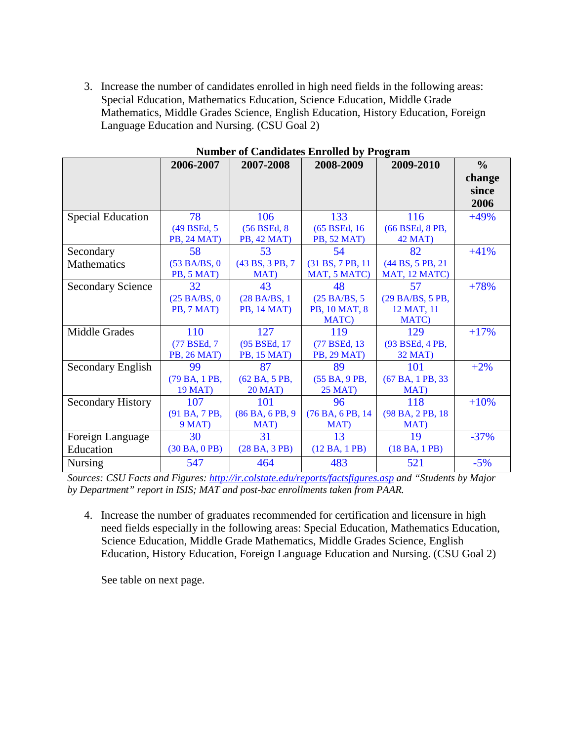3. Increase the number of candidates enrolled in high need fields in the following areas: Special Education, Mathematics Education, Science Education, Middle Grade Mathematics, Middle Grades Science, English Education, History Education, Foreign Language Education and Nursing. (CSU Goal 2)

**Number of Candidates Enrolled by Program**

| | 2006-2007 | 2007-2008 | 2008-2009 | 2009-2010 | % change since 2006 |
|---|---|---|---|---|---|
| Special Education | 78 (49 BSEd, 5 PB, 24 MAT) | 106 (56 BSEd, 8 PB, 42 MAT) | 133 (65 BSEd, 16 PB, 52 MAT) | 116 (66 BSEd, 8 PB, 42 MAT) | +49% |
| Secondary Mathematics | 58 (53 BA/BS, 0 PB, 5 MAT) | 53 (43 BS, 3 PB, 7 MAT) | 54 (31 BS, 7 PB, 11 MAT, 5 MATC) | 82 (44 BS, 5 PB, 21 MAT, 12 MATC) | +41% |
| Secondary Science | 32 (25 BA/BS, 0 PB, 7 MAT) | 43 (28 BA/BS, 1 PB, 14 MAT) | 48 (25 BA/BS, 5 PB, 10 MAT, 8 MATC) | 57 (29 BA/BS, 5 PB, 12 MAT, 11 MATC) | +78% |
| Middle Grades | 110 (77 BSEd, 7 PB, 26 MAT) | 127 (95 BSEd, 17 PB, 15 MAT) | 119 (77 BSEd, 13 PB, 29 MAT) | 129 (93 BSEd, 4 PB, 32 MAT) | +17% |
| Secondary English | 99 (79 BA, 1 PB, 19 MAT) | 87 (62 BA, 5 PB, 20 MAT) | 89 (55 BA, 9 PB, 25 MAT) | 101 (67 BA, 1 PB, 33 MAT) | +2% |
| Secondary History | 107 (91 BA, 7 PB, 9 MAT) | 101 (86 BA, 6 PB, 9 MAT) | 96 (76 BA, 6 PB, 14 MAT) | 118 (98 BA, 2 PB, 18 MAT) | +10% |
| Foreign Language Education | 30 (30 BA, 0 PB) | 31 (28 BA, 3 PB) | 13 (12 BA, 1 PB) | 19 (18 BA, 1 PB) | -37% |
| Nursing | 547 | 464 | 483 | 521 | -5% |

*Sources: CSU Facts and Figures: http://ir.colstate.edu/reports/factsfigures.asp and "Students by Major by Department" report in ISIS; MAT and post-bac enrollments taken from PAAR.*

4. Increase the number of graduates recommended for certification and licensure in high need fields especially in the following areas: Special Education, Mathematics Education, Science Education, Middle Grade Mathematics, Middle Grades Science, English Education, History Education, Foreign Language Education and Nursing. (CSU Goal 2)

   See table on next page.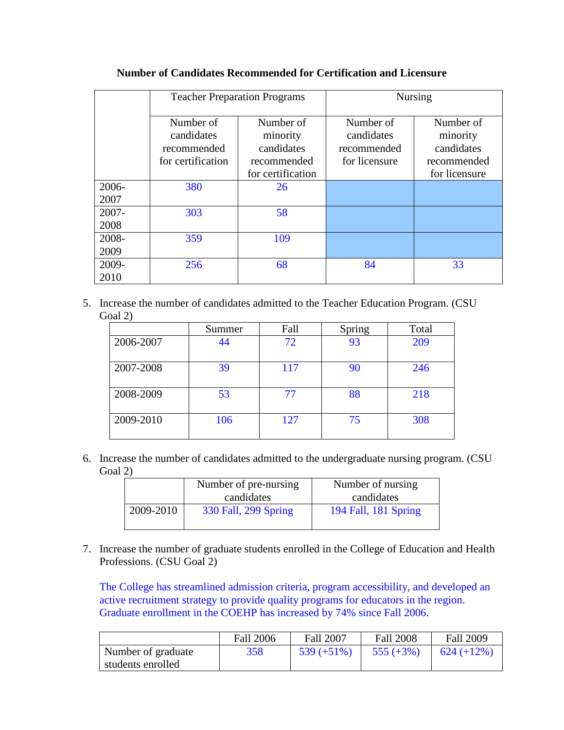**Number of Candidates Recommended for Certification and Licensure**

| | Teacher Preparation Programs | | Nursing | |
|---|---|---|---|---|
| | Number of candidates recommended for certification | Number of minority candidates recommended for certification | Number of candidates recommended for licensure | Number of minority candidates recommended for licensure |
| 2006-2007 | 380 | 26 | | |
| 2007-2008 | 303 | 58 | | |
| 2008-2009 | 359 | 109 | | |
| 2009-2010 | 256 | 68 | 84 | 33 |

5. Increase the number of candidates admitted to the Teacher Education Program. (CSU Goal 2)

| | Summer | Fall | Spring | Total |
|---|---|---|---|---|
| 2006-2007 | 44 | 72 | 93 | 209 |
| 2007-2008 | 39 | 117 | 90 | 246 |
| 2008-2009 | 53 | 77 | 88 | 218 |
| 2009-2010 | 106 | 127 | 75 | 308 |

6. Increase the number of candidates admitted to the undergraduate nursing program. (CSU Goal 2)

| | Number of pre-nursing candidates | Number of nursing candidates |
|---|---|---|
| 2009-2010 | 330 Fall, 299 Spring | 194 Fall, 181 Spring |

7. Increase the number of graduate students enrolled in the College of Education and Health Professions. (CSU Goal 2)

   The College has streamlined admission criteria, program accessibility, and developed an active recruitment strategy to provide quality programs for educators in the region. Graduate enrollment in the COEHP has increased by 74% since Fall 2006.

| | Fall 2006 | Fall 2007 | Fall 2008 | Fall 2009 |
|---|---|---|---|---|
| Number of graduate students enrolled | 358 | 539 (+51%) | 555 (+3%) | 624 (+12%) |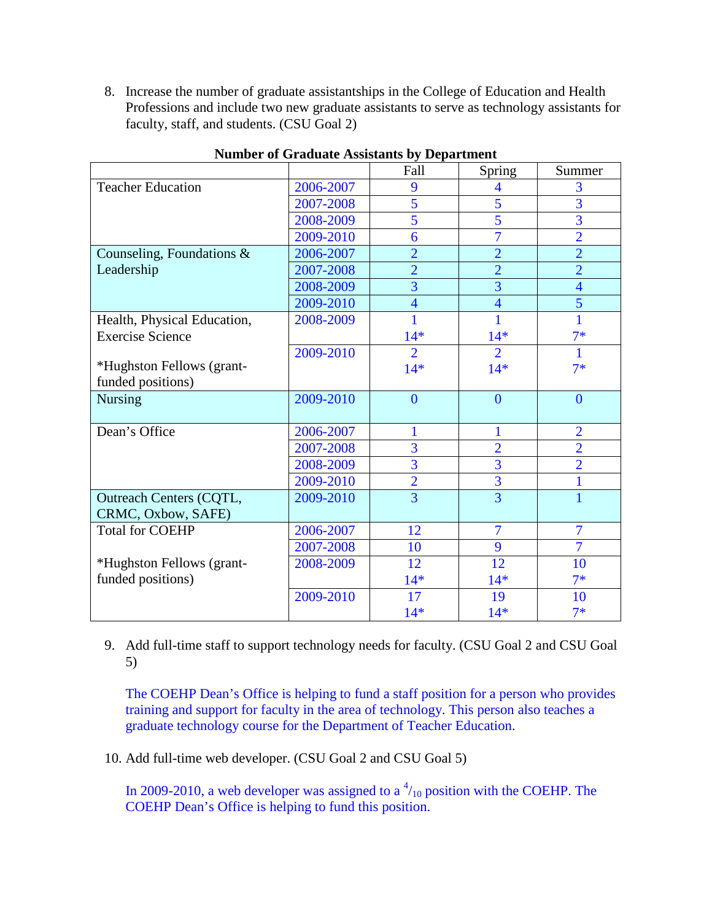8. Increase the number of graduate assistantships in the College of Education and Health Professions and include two new graduate assistants to serve as technology assistants for faculty, staff, and students. (CSU Goal 2)

**Number of Graduate Assistants by Department**

| | | Fall | Spring | Summer |
|---|---|---|---|---|
| Teacher Education | 2006-2007 | 9 | 4 | 3 |
| | 2007-2008 | 5 | 5 | 3 |
| | 2008-2009 | 5 | 5 | 3 |
| | 2009-2010 | 6 | 7 | 2 |
| Counseling, Foundations & Leadership | 2006-2007 | 2 | 2 | 2 |
| | 2007-2008 | 2 | 2 | 2 |
| | 2008-2009 | 3 | 3 | 4 |
| | 2009-2010 | 4 | 4 | 5 |
| Health, Physical Education, Exercise Science | 2008-2009 | 1<br>14* | 1<br>14* | 1<br>7* |
| *Hughston Fellows (grant-funded positions) | 2009-2010 | 2<br>14* | 2<br>14* | 1<br>7* |
| Nursing | 2009-2010 | 0 | 0 | 0 |
| Dean's Office | 2006-2007 | 1 | 1 | 2 |
| | 2007-2008 | 3 | 2 | 2 |
| | 2008-2009 | 3 | 3 | 2 |
| | 2009-2010 | 2 | 3 | 1 |
| Outreach Centers (CQTL, CRMC, Oxbow, SAFE) | 2009-2010 | 3 | 3 | 1 |
| Total for COEHP | 2006-2007 | 12 | 7 | 7 |
| | 2007-2008 | 10 | 9 | 7 |
| *Hughston Fellows (grant-funded positions) | 2008-2009 | 12<br>14* | 12<br>14* | 10<br>7* |
| | 2009-2010 | 17<br>14* | 19<br>14* | 10<br>7* |

9. Add full-time staff to support technology needs for faculty. (CSU Goal 2 and CSU Goal 5)

   The COEHP Dean's Office is helping to fund a staff position for a person who provides training and support for faculty in the area of technology. This person also teaches a graduate technology course for the Department of Teacher Education.

10. Add full-time web developer. (CSU Goal 2 and CSU Goal 5)

   In 2009-2010, a web developer was assigned to a $^{4}/_{10}$ position with the COEHP. The COEHP Dean's Office is helping to fund this position.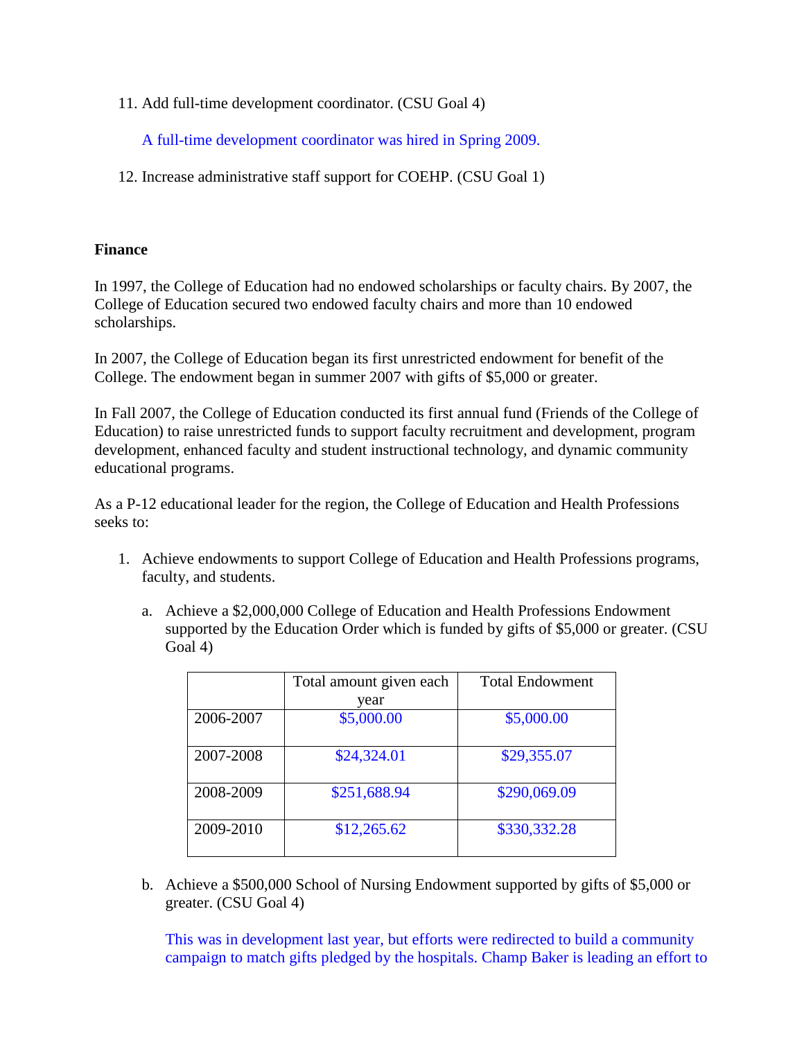11. Add full-time development coordinator. (CSU Goal 4)

    A full-time development coordinator was hired in Spring 2009.

12. Increase administrative staff support for COEHP. (CSU Goal 1)

**Finance**

In 1997, the College of Education had no endowed scholarships or faculty chairs. By 2007, the College of Education secured two endowed faculty chairs and more than 10 endowed scholarships.

In 2007, the College of Education began its first unrestricted endowment for benefit of the College. The endowment began in summer 2007 with gifts of $5,000 or greater.

In Fall 2007, the College of Education conducted its first annual fund (Friends of the College of Education) to raise unrestricted funds to support faculty recruitment and development, program development, enhanced faculty and student instructional technology, and dynamic community educational programs.

As a P-12 educational leader for the region, the College of Education and Health Professions seeks to:

1. Achieve endowments to support College of Education and Health Professions programs, faculty, and students.

   a. Achieve a $2,000,000 College of Education and Health Professions Endowment supported by the Education Order which is funded by gifts of $5,000 or greater. (CSU Goal 4)

   | | Total amount given each year | Total Endowment |
   |---|---|---|
   | 2006-2007 | $5,000.00 | $5,000.00 |
   | 2007-2008 | $24,324.01 | $29,355.07 |
   | 2008-2009 | $251,688.94 | $290,069.09 |
   | 2009-2010 | $12,265.62 | $330,332.28 |

   b. Achieve a $500,000 School of Nursing Endowment supported by gifts of $5,000 or greater. (CSU Goal 4)

      This was in development last year, but efforts were redirected to build a community campaign to match gifts pledged by the hospitals. Champ Baker is leading an effort to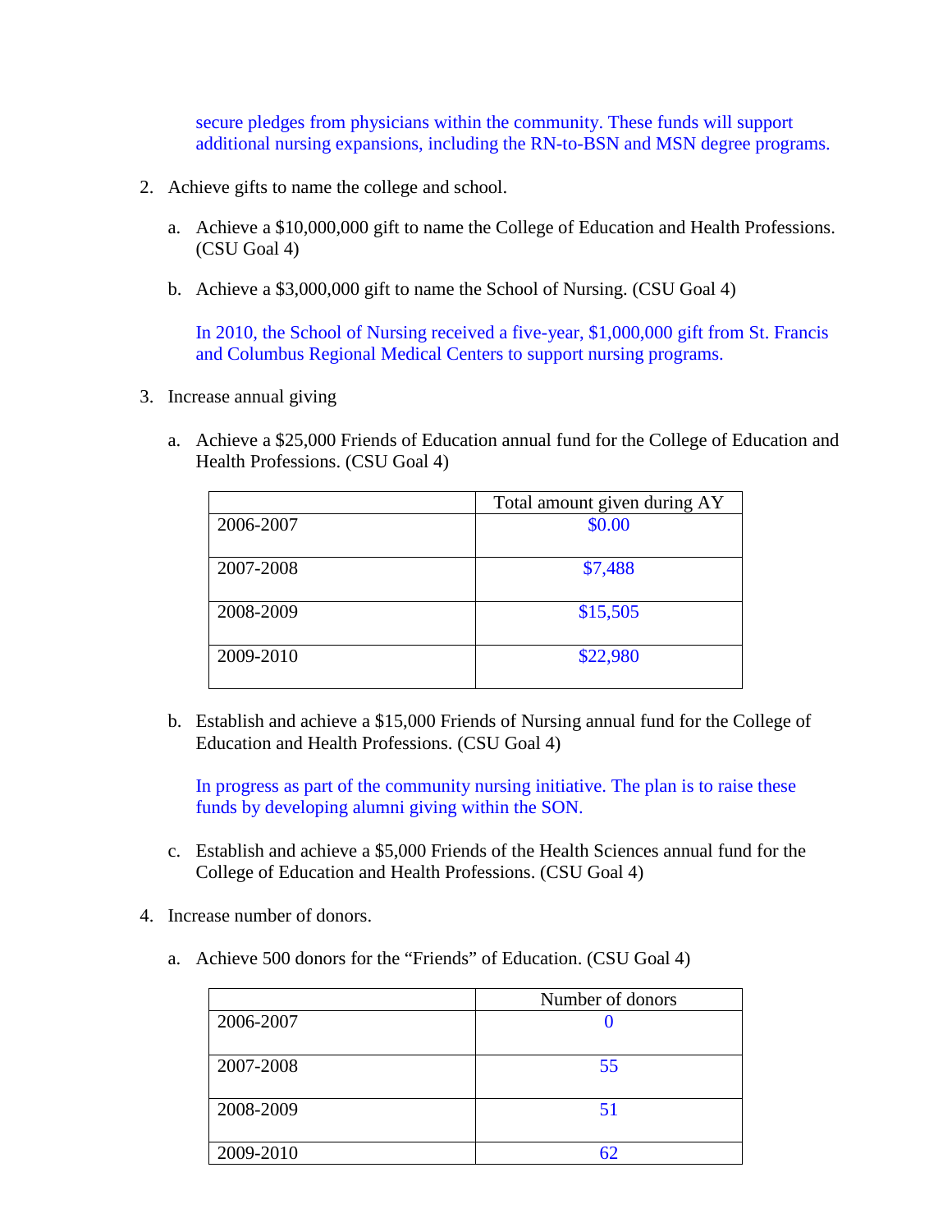secure pledges from physicians within the community. These funds will support additional nursing expansions, including the RN-to-BSN and MSN degree programs.

2. Achieve gifts to name the college and school.

   a. Achieve a $10,000,000 gift to name the College of Education and Health Professions. (CSU Goal 4)

   b. Achieve a $3,000,000 gift to name the School of Nursing. (CSU Goal 4)

      In 2010, the School of Nursing received a five-year, $1,000,000 gift from St. Francis and Columbus Regional Medical Centers to support nursing programs.

3. Increase annual giving

   a. Achieve a $25,000 Friends of Education annual fund for the College of Education and Health Professions. (CSU Goal 4)

| | Total amount given during AY |
|---|---|
| 2006-2007 | $0.00 |
| 2007-2008 | $7,488 |
| 2008-2009 | $15,505 |
| 2009-2010 | $22,980 |

   b. Establish and achieve a $15,000 Friends of Nursing annual fund for the College of Education and Health Professions. (CSU Goal 4)

      In progress as part of the community nursing initiative. The plan is to raise these funds by developing alumni giving within the SON.

   c. Establish and achieve a $5,000 Friends of the Health Sciences annual fund for the College of Education and Health Professions. (CSU Goal 4)

4. Increase number of donors.

   a. Achieve 500 donors for the "Friends" of Education. (CSU Goal 4)

| | Number of donors |
|---|---|
| 2006-2007 | 0 |
| 2007-2008 | 55 |
| 2008-2009 | 51 |
| 2009-2010 | 62 |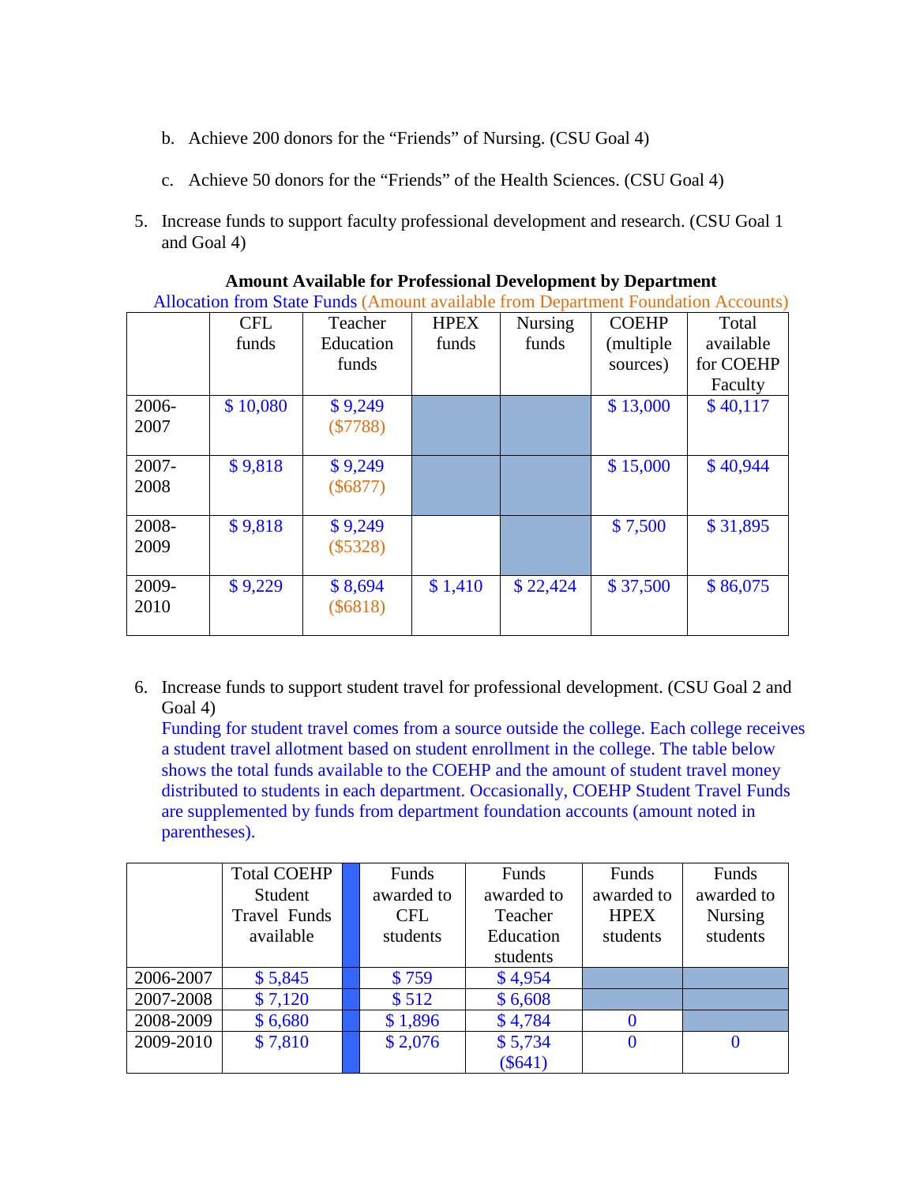b. Achieve 200 donors for the “Friends” of Nursing. (CSU Goal 4)

c. Achieve 50 donors for the “Friends” of the Health Sciences. (CSU Goal 4)

5. Increase funds to support faculty professional development and research. (CSU Goal 1 and Goal 4)

**Amount Available for Professional Development by Department**

Allocation from State Funds (Amount available from Department Foundation Accounts)

| | CFL funds | Teacher Education funds | HPEX funds | Nursing funds | COEHP (multiple sources) | Total available for COEHP Faculty |
|---|---|---|---|---|---|---|
| 2006-2007 | $ 10,080 | $ 9,249 ($7788) | | | $ 13,000 | $ 40,117 |
| 2007-2008 | $ 9,818 | $ 9,249 ($6877) | | | $ 15,000 | $ 40,944 |
| 2008-2009 | $ 9,818 | $ 9,249 ($5328) | | | $ 7,500 | $ 31,895 |
| 2009-2010 | $ 9,229 | $ 8,694 ($6818) | $ 1,410 | $ 22,424 | $ 37,500 | $ 86,075 |

6. Increase funds to support student travel for professional development. (CSU Goal 2 and Goal 4)
   Funding for student travel comes from a source outside the college. Each college receives a student travel allotment based on student enrollment in the college. The table below shows the total funds available to the COEHP and the amount of student travel money distributed to students in each department. Occasionally, COEHP Student Travel Funds are supplemented by funds from department foundation accounts (amount noted in parentheses).

| | Total COEHP Student Travel Funds available | | Funds awarded to CFL students | Funds awarded to Teacher Education students | Funds awarded to HPEX students | Funds awarded to Nursing students |
|---|---|---|---|---|---|---|
| 2006-2007 | $ 5,845 | | $ 759 | $ 4,954 | | |
| 2007-2008 | $ 7,120 | | $ 512 | $ 6,608 | | |
| 2008-2009 | $ 6,680 | | $ 1,896 | $ 4,784 | 0 | |
| 2009-2010 | $ 7,810 | | $ 2,076 | $ 5,734 ($641) | 0 | 0 |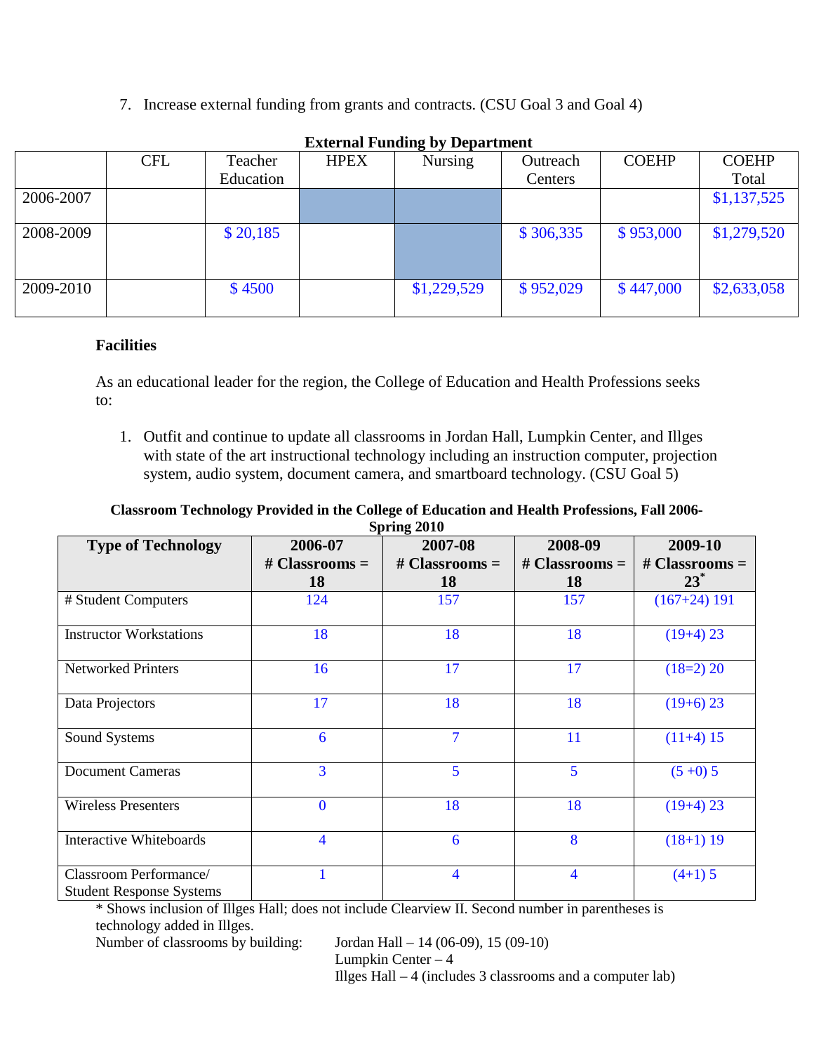7. Increase external funding from grants and contracts. (CSU Goal 3 and Goal 4)

**External Funding by Department**

| | CFL | Teacher Education | HPEX | Nursing | Outreach Centers | COEHP | COEHP Total |
|---|---|---|---|---|---|---|---|
| 2006-2007 | | | | | | | $1,137,525 |
| 2008-2009 | | $ 20,185 | | | $ 306,335 | $ 953,000 | $1,279,520 |
| 2009-2010 | | $ 4500 | | $1,229,529 | $ 952,029 | $ 447,000 | $2,633,058 |

## Facilities

As an educational leader for the region, the College of Education and Health Professions seeks to:

1. Outfit and continue to update all classrooms in Jordan Hall, Lumpkin Center, and Illges with state of the art instructional technology including an instruction computer, projection system, audio system, document camera, and smartboard technology. (CSU Goal 5)

**Classroom Technology Provided in the College of Education and Health Professions, Fall 2006-Spring 2010**

| Type of Technology | 2006-07 # Classrooms = 18 | 2007-08 # Classrooms = 18 | 2008-09 # Classrooms = 18 | 2009-10 # Classrooms = 23* |
|---|---|---|---|---|
| # Student Computers | 124 | 157 | 157 | (167+24) 191 |
| Instructor Workstations | 18 | 18 | 18 | (19+4) 23 |
| Networked Printers | 16 | 17 | 17 | (18=2) 20 |
| Data Projectors | 17 | 18 | 18 | (19+6) 23 |
| Sound Systems | 6 | 7 | 11 | (11+4) 15 |
| Document Cameras | 3 | 5 | 5 | (5 +0) 5 |
| Wireless Presenters | 0 | 18 | 18 | (19+4) 23 |
| Interactive Whiteboards | 4 | 6 | 8 | (18+1) 19 |
| Classroom Performance/ Student Response Systems | 1 | 4 | 4 | (4+1) 5 |

* Shows inclusion of Illges Hall; does not include Clearview II. Second number in parentheses is technology added in Illges.

Number of classrooms by building:
- Jordan Hall – 14 (06-09), 15 (09-10)
- Lumpkin Center – 4
- Illges Hall – 4 (includes 3 classrooms and a computer lab)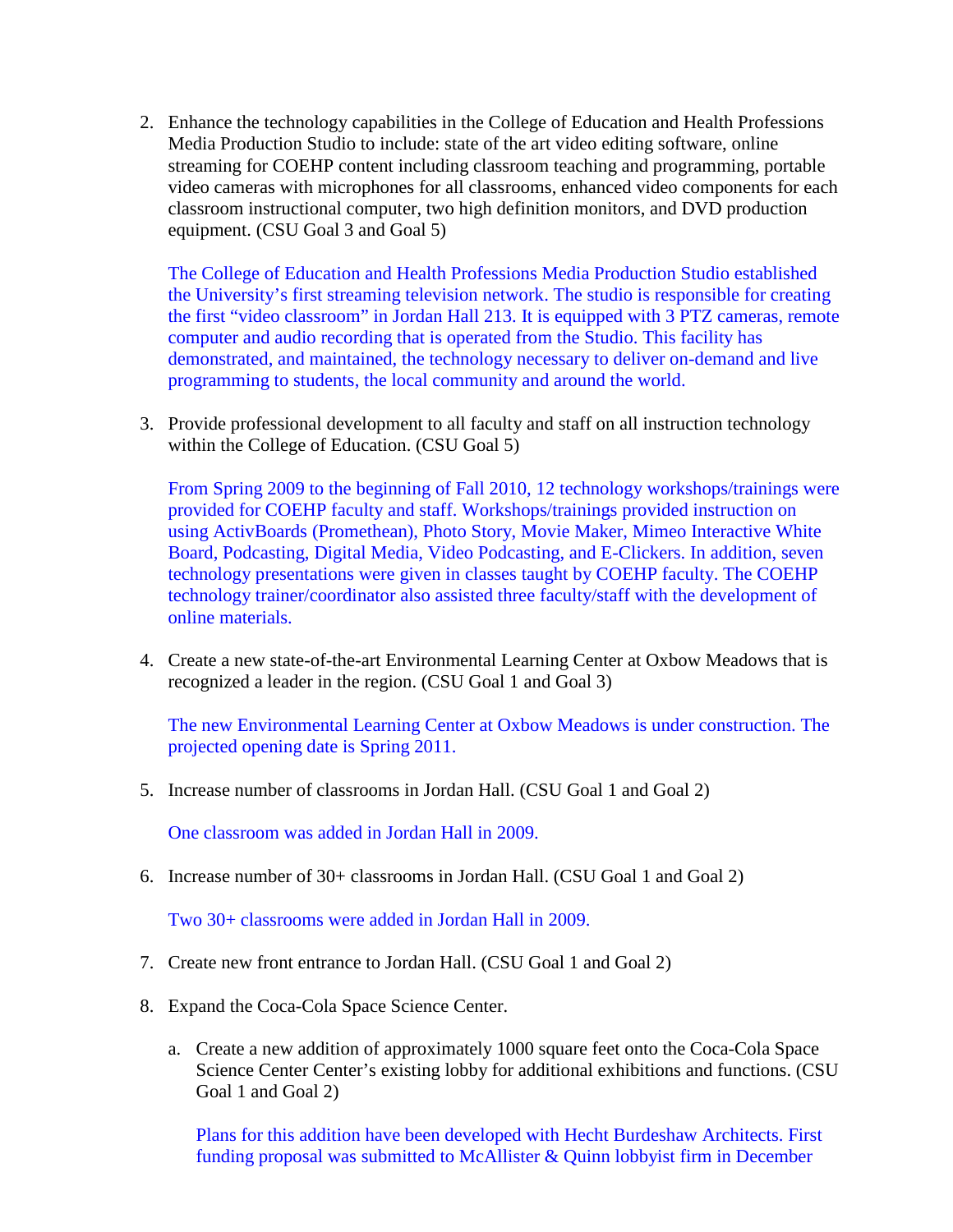2. Enhance the technology capabilities in the College of Education and Health Professions Media Production Studio to include: state of the art video editing software, online streaming for COEHP content including classroom teaching and programming, portable video cameras with microphones for all classrooms, enhanced video components for each classroom instructional computer, two high definition monitors, and DVD production equipment. (CSU Goal 3 and Goal 5)

   The College of Education and Health Professions Media Production Studio established the University's first streaming television network. The studio is responsible for creating the first "video classroom" in Jordan Hall 213. It is equipped with 3 PTZ cameras, remote computer and audio recording that is operated from the Studio. This facility has demonstrated, and maintained, the technology necessary to deliver on-demand and live programming to students, the local community and around the world.

3. Provide professional development to all faculty and staff on all instruction technology within the College of Education. (CSU Goal 5)

   From Spring 2009 to the beginning of Fall 2010, 12 technology workshops/trainings were provided for COEHP faculty and staff. Workshops/trainings provided instruction on using ActivBoards (Promethean), Photo Story, Movie Maker, Mimeo Interactive White Board, Podcasting, Digital Media, Video Podcasting, and E-Clickers. In addition, seven technology presentations were given in classes taught by COEHP faculty. The COEHP technology trainer/coordinator also assisted three faculty/staff with the development of online materials.

4. Create a new state-of-the-art Environmental Learning Center at Oxbow Meadows that is recognized a leader in the region. (CSU Goal 1 and Goal 3)

   The new Environmental Learning Center at Oxbow Meadows is under construction. The projected opening date is Spring 2011.

5. Increase number of classrooms in Jordan Hall. (CSU Goal 1 and Goal 2)

   One classroom was added in Jordan Hall in 2009.

6. Increase number of 30+ classrooms in Jordan Hall. (CSU Goal 1 and Goal 2)

   Two 30+ classrooms were added in Jordan Hall in 2009.

7. Create new front entrance to Jordan Hall. (CSU Goal 1 and Goal 2)

8. Expand the Coca-Cola Space Science Center.

   a. Create a new addition of approximately 1000 square feet onto the Coca-Cola Space Science Center Center's existing lobby for additional exhibitions and functions. (CSU Goal 1 and Goal 2)

      Plans for this addition have been developed with Hecht Burdeshaw Architects. First funding proposal was submitted to McAllister & Quinn lobbyist firm in December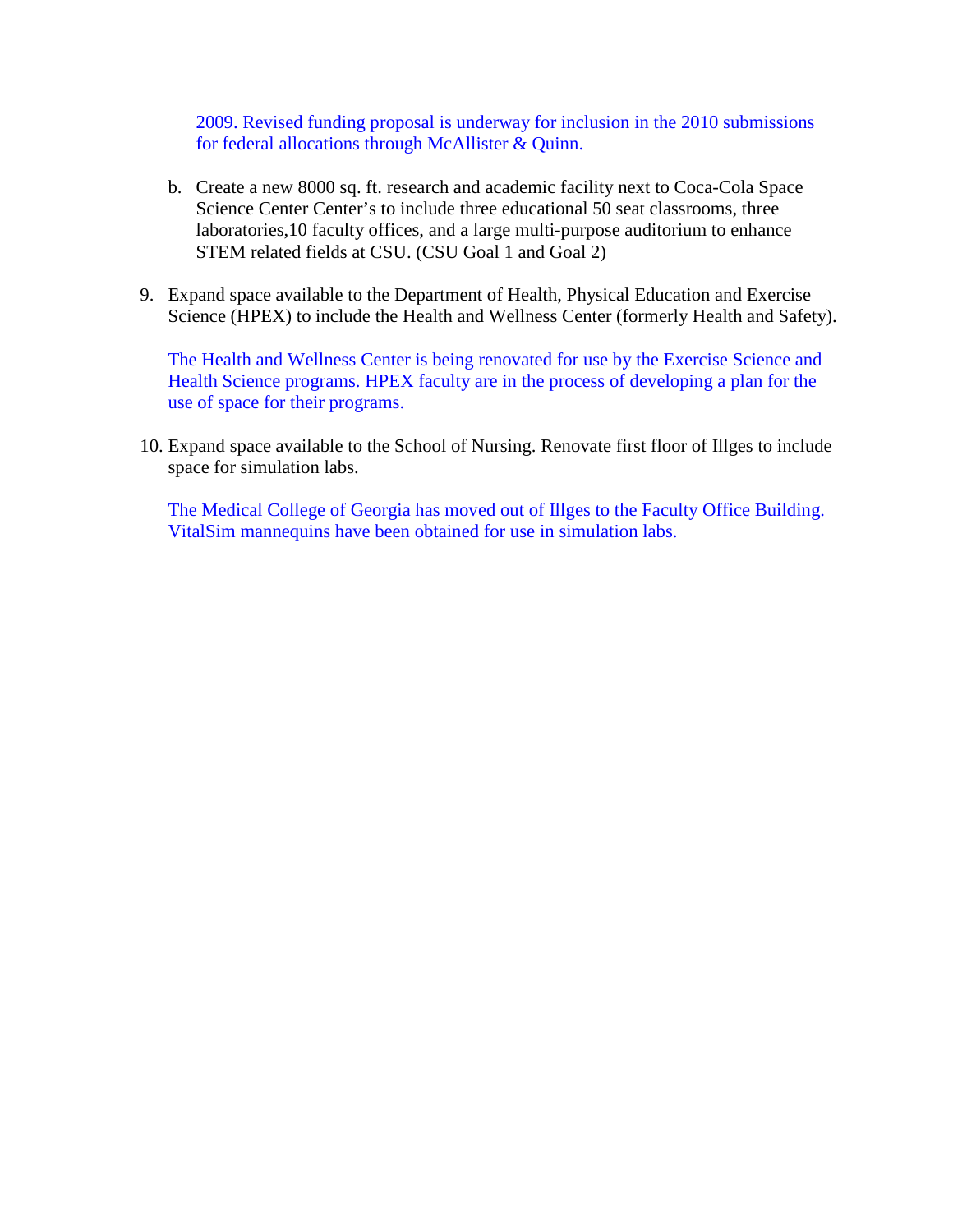2009. Revised funding proposal is underway for inclusion in the 2010 submissions for federal allocations through McAllister & Quinn.

b. Create a new 8000 sq. ft. research and academic facility next to Coca-Cola Space Science Center Center's to include three educational 50 seat classrooms, three laboratories,10 faculty offices, and a large multi-purpose auditorium to enhance STEM related fields at CSU. (CSU Goal 1 and Goal 2)

9. Expand space available to the Department of Health, Physical Education and Exercise Science (HPEX) to include the Health and Wellness Center (formerly Health and Safety).

   The Health and Wellness Center is being renovated for use by the Exercise Science and Health Science programs. HPEX faculty are in the process of developing a plan for the use of space for their programs.

10. Expand space available to the School of Nursing. Renovate first floor of Illges to include space for simulation labs.

    The Medical College of Georgia has moved out of Illges to the Faculty Office Building. VitalSim mannequins have been obtained for use in simulation labs.